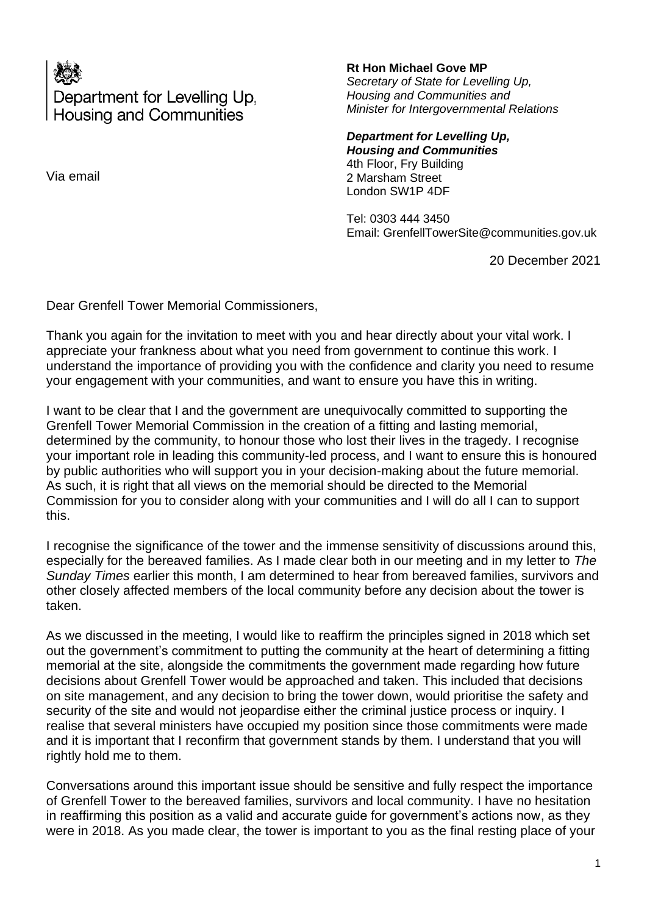Department for Levelling Up, Housing and Communities

**Rt Hon Michael Gove MP**
*Secretary of State for Levelling Up, Housing and Communities and Minister for Intergovernmental Relations*

***Department for Levelling Up, Housing and Communities***
4th Floor, Fry Building
2 Marsham Street
London SW1P 4DF

Tel: 0303 444 3450
Email: GrenfellTowerSite@communities.gov.uk

Via email

20 December 2021

Dear Grenfell Tower Memorial Commissioners,

Thank you again for the invitation to meet with you and hear directly about your vital work. I appreciate your frankness about what you need from government to continue this work. I understand the importance of providing you with the confidence and clarity you need to resume your engagement with your communities, and want to ensure you have this in writing.

I want to be clear that I and the government are unequivocally committed to supporting the Grenfell Tower Memorial Commission in the creation of a fitting and lasting memorial, determined by the community, to honour those who lost their lives in the tragedy. I recognise your important role in leading this community-led process, and I want to ensure this is honoured by public authorities who will support you in your decision-making about the future memorial. As such, it is right that all views on the memorial should be directed to the Memorial Commission for you to consider along with your communities and I will do all I can to support this.

I recognise the significance of the tower and the immense sensitivity of discussions around this, especially for the bereaved families. As I made clear both in our meeting and in my letter to *The Sunday Times* earlier this month, I am determined to hear from bereaved families, survivors and other closely affected members of the local community before any decision about the tower is taken.

As we discussed in the meeting, I would like to reaffirm the principles signed in 2018 which set out the government's commitment to putting the community at the heart of determining a fitting memorial at the site, alongside the commitments the government made regarding how future decisions about Grenfell Tower would be approached and taken. This included that decisions on site management, and any decision to bring the tower down, would prioritise the safety and security of the site and would not jeopardise either the criminal justice process or inquiry. I realise that several ministers have occupied my position since those commitments were made and it is important that I reconfirm that government stands by them. I understand that you will rightly hold me to them.

Conversations around this important issue should be sensitive and fully respect the importance of Grenfell Tower to the bereaved families, survivors and local community. I have no hesitation in reaffirming this position as a valid and accurate guide for government's actions now, as they were in 2018. As you made clear, the tower is important to you as the final resting place of your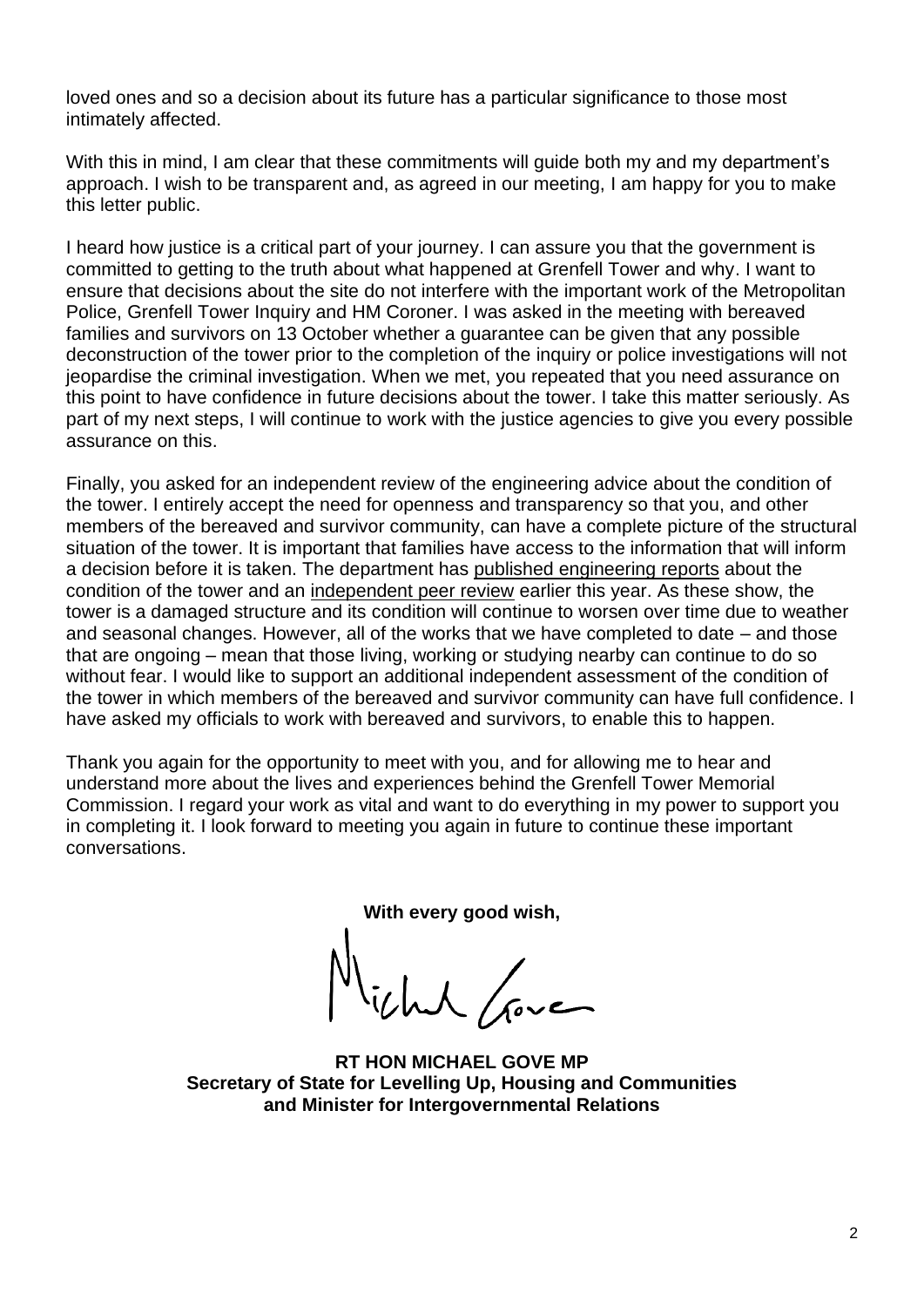loved ones and so a decision about its future has a particular significance to those most intimately affected.

With this in mind, I am clear that these commitments will guide both my and my department's approach. I wish to be transparent and, as agreed in our meeting, I am happy for you to make this letter public.

I heard how justice is a critical part of your journey. I can assure you that the government is committed to getting to the truth about what happened at Grenfell Tower and why. I want to ensure that decisions about the site do not interfere with the important work of the Metropolitan Police, Grenfell Tower Inquiry and HM Coroner. I was asked in the meeting with bereaved families and survivors on 13 October whether a guarantee can be given that any possible deconstruction of the tower prior to the completion of the inquiry or police investigations will not jeopardise the criminal investigation. When we met, you repeated that you need assurance on this point to have confidence in future decisions about the tower. I take this matter seriously. As part of my next steps, I will continue to work with the justice agencies to give you every possible assurance on this.

Finally, you asked for an independent review of the engineering advice about the condition of the tower. I entirely accept the need for openness and transparency so that you, and other members of the bereaved and survivor community, can have a complete picture of the structural situation of the tower. It is important that families have access to the information that will inform a decision before it is taken. The department has published engineering reports about the condition of the tower and an independent peer review earlier this year. As these show, the tower is a damaged structure and its condition will continue to worsen over time due to weather and seasonal changes. However, all of the works that we have completed to date – and those that are ongoing – mean that those living, working or studying nearby can continue to do so without fear. I would like to support an additional independent assessment of the condition of the tower in which members of the bereaved and survivor community can have full confidence. I have asked my officials to work with bereaved and survivors, to enable this to happen.

Thank you again for the opportunity to meet with you, and for allowing me to hear and understand more about the lives and experiences behind the Grenfell Tower Memorial Commission. I regard your work as vital and want to do everything in my power to support you in completing it. I look forward to meeting you again in future to continue these important conversations.

**With every good wish,**

Michael Gove

**RT HON MICHAEL GOVE MP**
**Secretary of State for Levelling Up, Housing and Communities and Minister for Intergovernmental Relations**